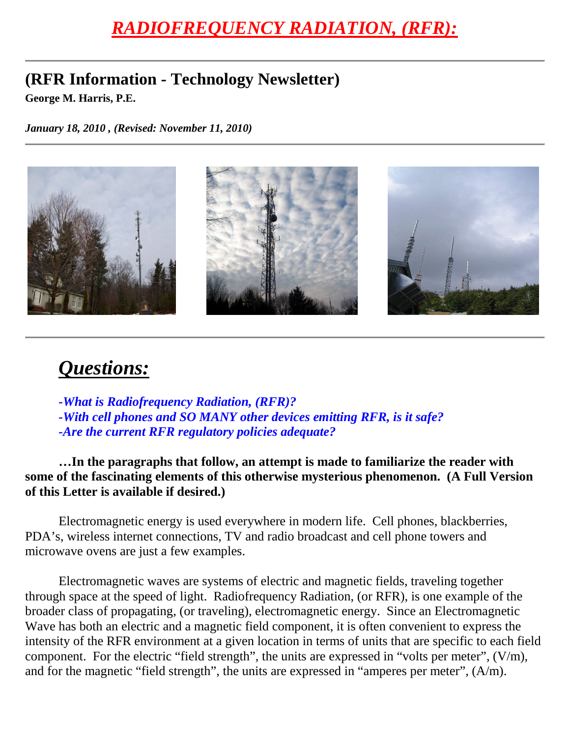# *RADIOFREQUENCY RADIATION, (RFR):*

---

## (RFR Information - Technology Newsletter)

**George M. Harris, P.E.**

***January 18, 2010 , (Revised: November 11, 2010)***

---

---

# *Questions:*

***-What is Radiofrequency Radiation, (RFR)?***
***-With cell phones and SO MANY other devices emitting RFR, is it safe?***
***-Are the current RFR regulatory policies adequate?***

**…In the paragraphs that follow, an attempt is made to familiarize the reader with some of the fascinating elements of this otherwise mysterious phenomenon. (A Full Version of this Letter is available if desired.)**

Electromagnetic energy is used everywhere in modern life. Cell phones, blackberries, PDA's, wireless internet connections, TV and radio broadcast and cell phone towers and microwave ovens are just a few examples.

Electromagnetic waves are systems of electric and magnetic fields, traveling together through space at the speed of light. Radiofrequency Radiation, (or RFR), is one example of the broader class of propagating, (or traveling), electromagnetic energy. Since an Electromagnetic Wave has both an electric and a magnetic field component, it is often convenient to express the intensity of the RFR environment at a given location in terms of units that are specific to each field component. For the electric "field strength", the units are expressed in "volts per meter", (V/m), and for the magnetic "field strength", the units are expressed in "amperes per meter", (A/m).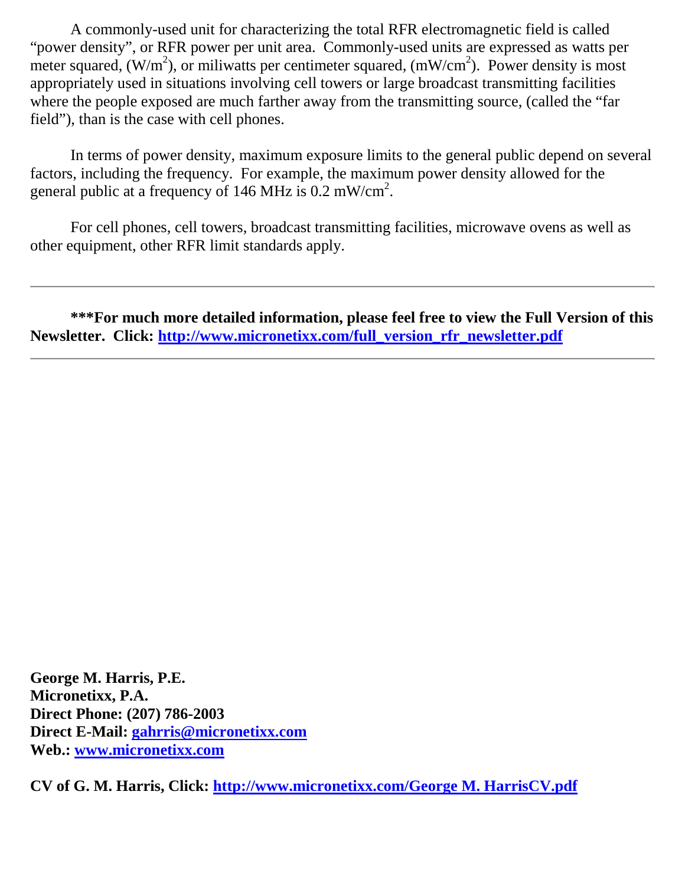A commonly-used unit for characterizing the total RFR electromagnetic field is called "power density", or RFR power per unit area. Commonly-used units are expressed as watts per meter squared, ($W/m^2$), or miliwatts per centimeter squared, ($mW/cm^2$). Power density is most appropriately used in situations involving cell towers or large broadcast transmitting facilities where the people exposed are much farther away from the transmitting source, (called the "far field"), than is the case with cell phones.

In terms of power density, maximum exposure limits to the general public depend on several factors, including the frequency. For example, the maximum power density allowed for the general public at a frequency of 146 MHz is 0.2 $mW/cm^2$.

For cell phones, cell towers, broadcast transmitting facilities, microwave ovens as well as other equipment, other RFR limit standards apply.

---

**\*\*\*For much more detailed information, please feel free to view the Full Version of this Newsletter. Click: [http://www.micronetixx.com/full_version_rfr_newsletter.pdf](http://www.micronetixx.com/full_version_rfr_newsletter.pdf)**

---

**George M. Harris, P.E.**
**Micronetixx, P.A.**
**Direct Phone: (207) 786-2003**
**Direct E-Mail: [gahrris@micronetixx.com](mailto:gahrris@micronetixx.com)**
**Web.: [www.micronetixx.com](http://www.micronetixx.com)**

**CV of G. M. Harris, Click: http://www.micronetixx.com/George M. HarrisCV.pdf**